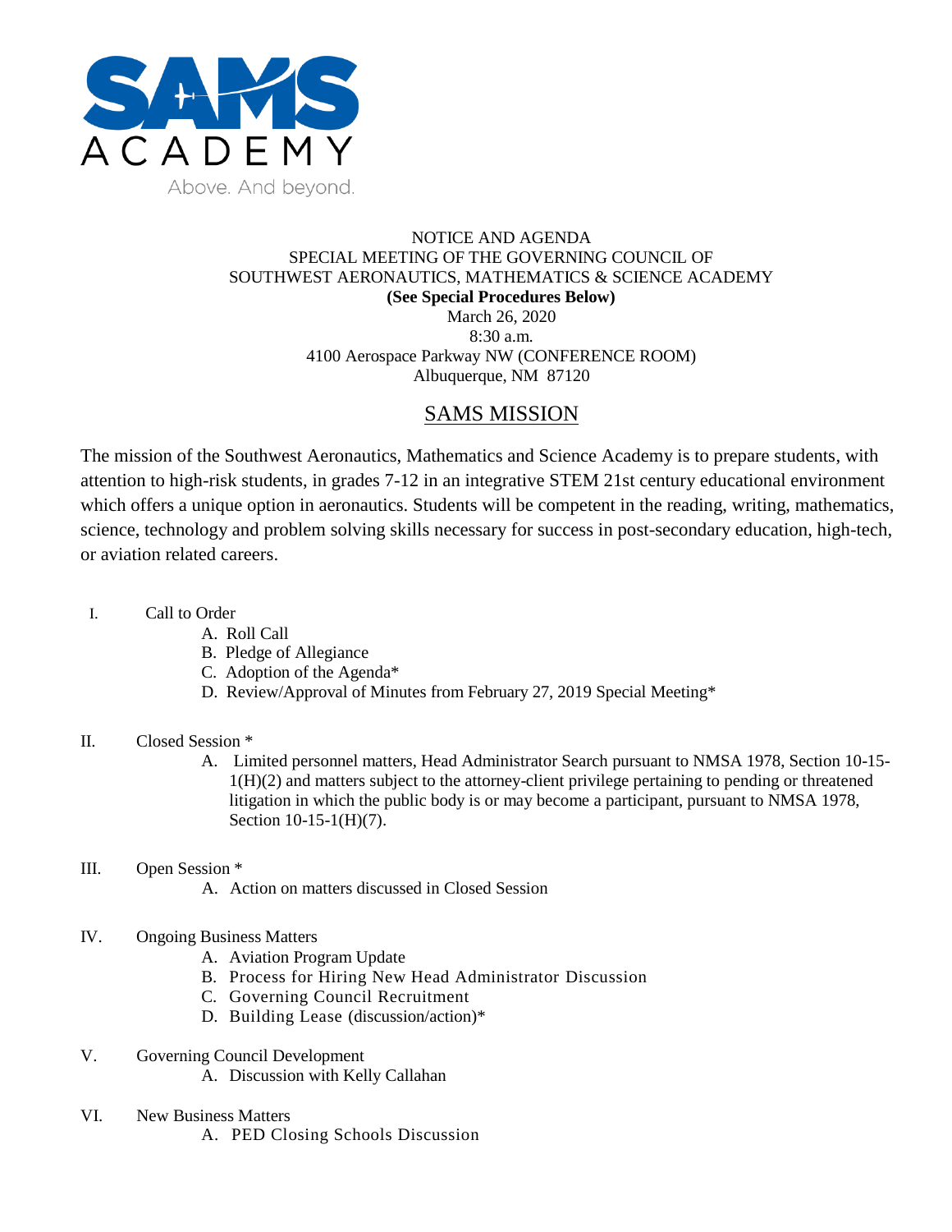SAMS ACADEMY

Above. And beyond.

NOTICE AND AGENDA
SPECIAL MEETING OF THE GOVERNING COUNCIL OF
SOUTHWEST AERONAUTICS, MATHEMATICS & SCIENCE ACADEMY
**(See Special Procedures Below)**
March 26, 2020
8:30 a.m.
4100 Aerospace Parkway NW (CONFERENCE ROOM)
Albuquerque, NM 87120

## SAMS MISSION

The mission of the Southwest Aeronautics, Mathematics and Science Academy is to prepare students, with attention to high-risk students, in grades 7-12 in an integrative STEM 21st century educational environment which offers a unique option in aeronautics. Students will be competent in the reading, writing, mathematics, science, technology and problem solving skills necessary for success in post-secondary education, high-tech, or aviation related careers.

I. Call to Order
   - A. Roll Call
   - B. Pledge of Allegiance
   - C. Adoption of the Agenda*
   - D. Review/Approval of Minutes from February 27, 2019 Special Meeting*

II. Closed Session *
   - A. Limited personnel matters, Head Administrator Search pursuant to NMSA 1978, Section 10-15-1(H)(2) and matters subject to the attorney-client privilege pertaining to pending or threatened litigation in which the public body is or may become a participant, pursuant to NMSA 1978, Section 10-15-1(H)(7).

III. Open Session *
   - A. Action on matters discussed in Closed Session

IV. Ongoing Business Matters
   - A. Aviation Program Update
   - B. Process for Hiring New Head Administrator Discussion
   - C. Governing Council Recruitment
   - D. Building Lease (discussion/action)*

V. Governing Council Development
   - A. Discussion with Kelly Callahan

VI. New Business Matters
   - A. PED Closing Schools Discussion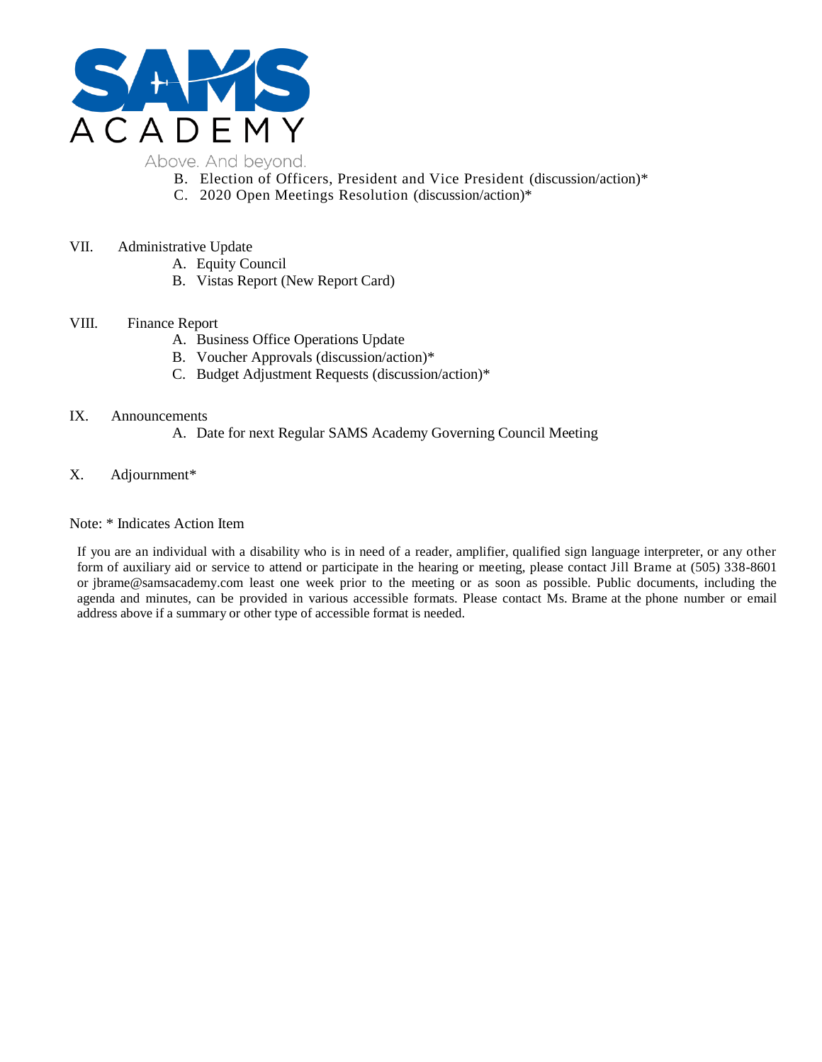B. Election of Officers, President and Vice President (discussion/action)*
C. 2020 Open Meetings Resolution (discussion/action)*

VII. Administrative Update

A. Equity Council
B. Vistas Report (New Report Card)

VIII. Finance Report

A. Business Office Operations Update
B. Voucher Approvals (discussion/action)*
C. Budget Adjustment Requests (discussion/action)*

IX. Announcements

A. Date for next Regular SAMS Academy Governing Council Meeting

X. Adjournment*

Note: * Indicates Action Item

If you are an individual with a disability who is in need of a reader, amplifier, qualified sign language interpreter, or any other form of auxiliary aid or service to attend or participate in the hearing or meeting, please contact Jill Brame at (505) 338-8601 or jbrame@samsacademy.com least one week prior to the meeting or as soon as possible. Public documents, including the agenda and minutes, can be provided in various accessible formats. Please contact Ms. Brame at the phone number or email address above if a summary or other type of accessible format is needed.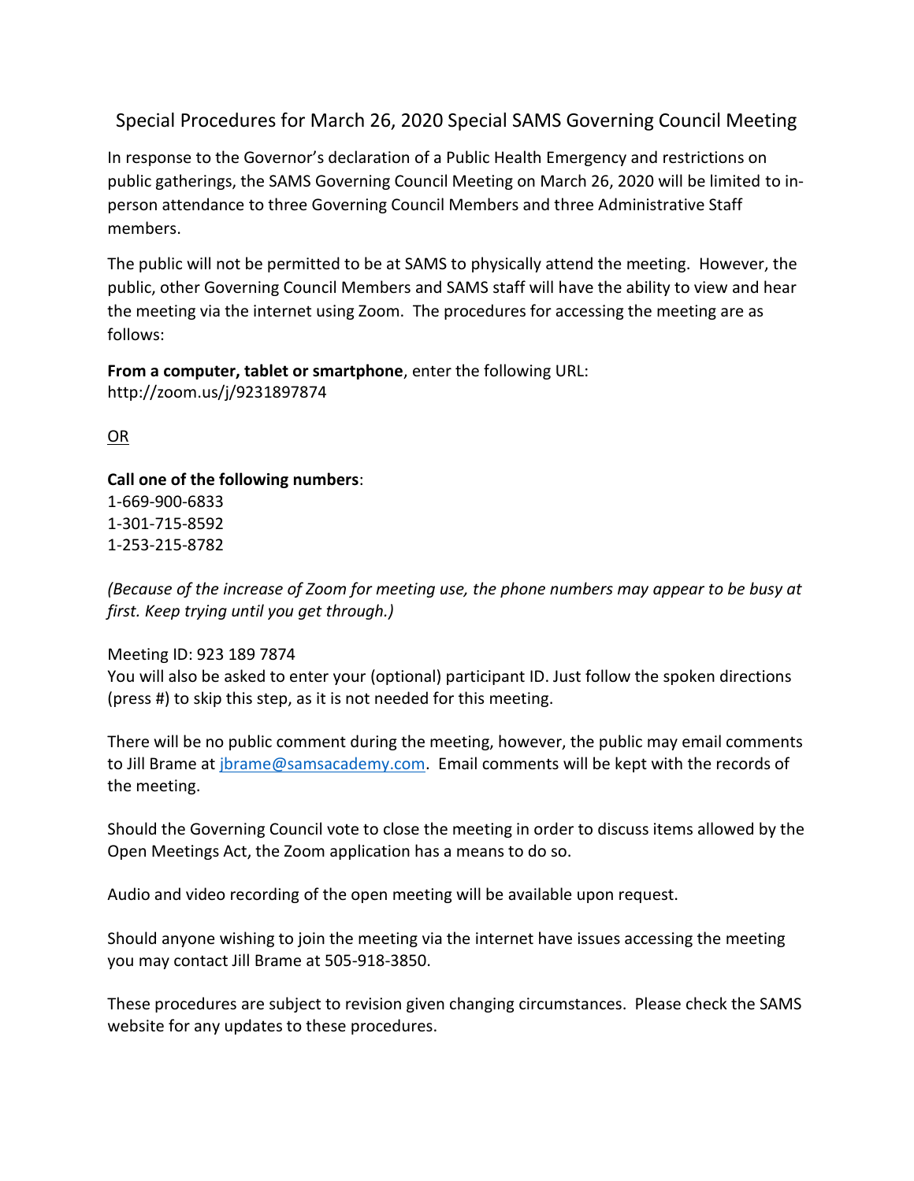# Special Procedures for March 26, 2020 Special SAMS Governing Council Meeting

In response to the Governor's declaration of a Public Health Emergency and restrictions on public gatherings, the SAMS Governing Council Meeting on March 26, 2020 will be limited to in-person attendance to three Governing Council Members and three Administrative Staff members.

The public will not be permitted to be at SAMS to physically attend the meeting. However, the public, other Governing Council Members and SAMS staff will have the ability to view and hear the meeting via the internet using Zoom. The procedures for accessing the meeting are as follows:

**From a computer, tablet or smartphone**, enter the following URL:
http://zoom.us/j/9231897874

<u>OR</u>

**Call one of the following numbers**:
1-669-900-6833
1-301-715-8592
1-253-215-8782

*(Because of the increase of Zoom for meeting use, the phone numbers may appear to be busy at first. Keep trying until you get through.)*

Meeting ID: 923 189 7874
You will also be asked to enter your (optional) participant ID. Just follow the spoken directions (press #) to skip this step, as it is not needed for this meeting.

There will be no public comment during the meeting, however, the public may email comments to Jill Brame at jbrame@samsacademy.com. Email comments will be kept with the records of the meeting.

Should the Governing Council vote to close the meeting in order to discuss items allowed by the Open Meetings Act, the Zoom application has a means to do so.

Audio and video recording of the open meeting will be available upon request.

Should anyone wishing to join the meeting via the internet have issues accessing the meeting you may contact Jill Brame at 505-918-3850.

These procedures are subject to revision given changing circumstances. Please check the SAMS website for any updates to these procedures.